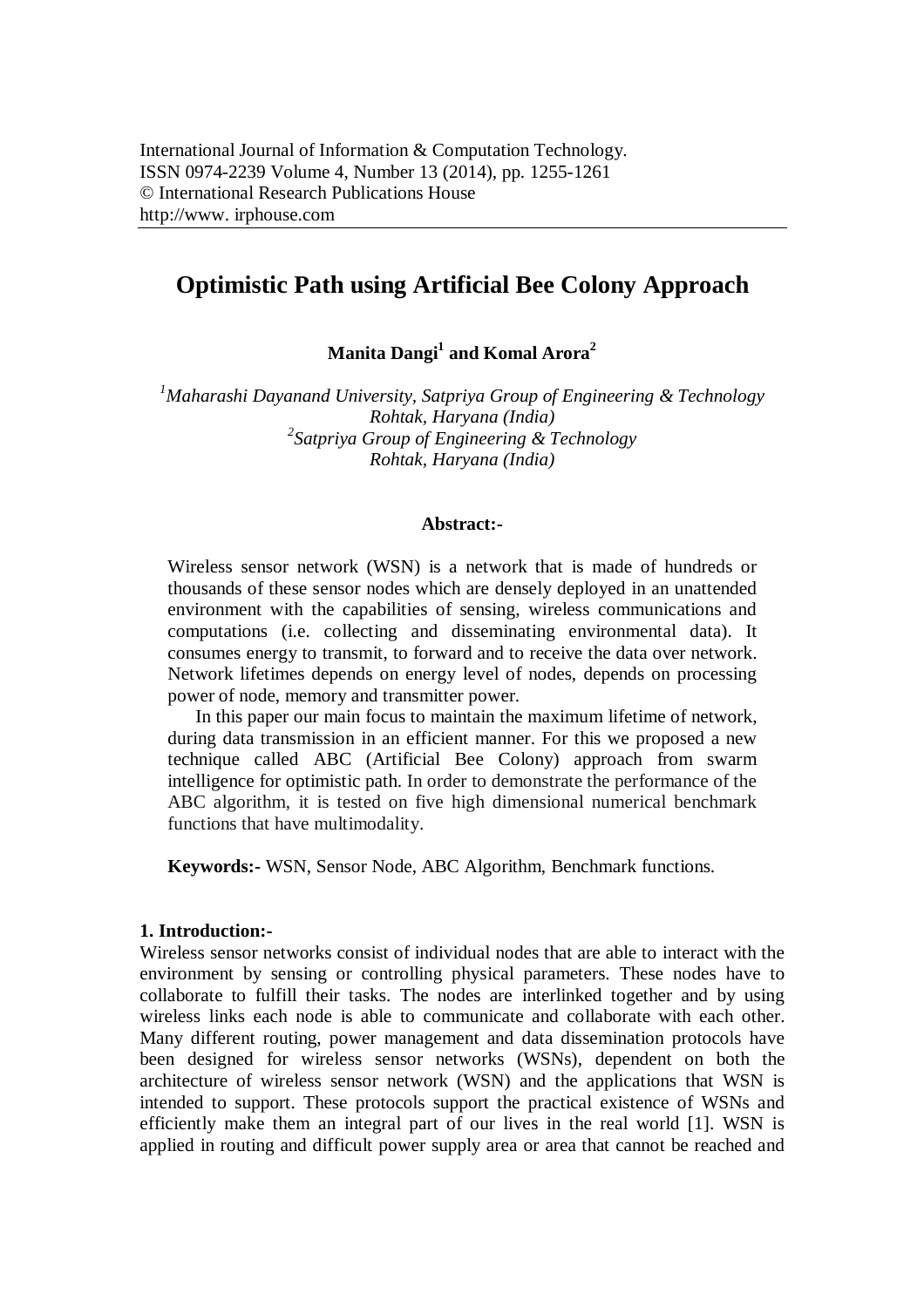International Journal of Information & Computation Technology.
ISSN 0974-2239 Volume 4, Number 13 (2014), pp. 1255-1261
© International Research Publications House
http://www. irphouse.com

# Optimistic Path using Artificial Bee Colony Approach

**Manita Dangi[1] and Komal Arora[2]**

*[1]Maharashi Dayanand University, Satpriya Group of Engineering & Technology Rohtak, Haryana (India)*
*[2]Satpriya Group of Engineering & Technology Rohtak, Haryana (India)*

**Abstract:-**

Wireless sensor network (WSN) is a network that is made of hundreds or thousands of these sensor nodes which are densely deployed in an unattended environment with the capabilities of sensing, wireless communications and computations (i.e. collecting and disseminating environmental data). It consumes energy to transmit, to forward and to receive the data over network. Network lifetimes depends on energy level of nodes, depends on processing power of node, memory and transmitter power.

In this paper our main focus to maintain the maximum lifetime of network, during data transmission in an efficient manner. For this we proposed a new technique called ABC (Artificial Bee Colony) approach from swarm intelligence for optimistic path. In order to demonstrate the performance of the ABC algorithm, it is tested on five high dimensional numerical benchmark functions that have multimodality.

**Keywords:-** WSN, Sensor Node, ABC Algorithm, Benchmark functions.

## 1. Introduction:-

Wireless sensor networks consist of individual nodes that are able to interact with the environment by sensing or controlling physical parameters. These nodes have to collaborate to fulfill their tasks. The nodes are interlinked together and by using wireless links each node is able to communicate and collaborate with each other. Many different routing, power management and data dissemination protocols have been designed for wireless sensor networks (WSNs), dependent on both the architecture of wireless sensor network (WSN) and the applications that WSN is intended to support. These protocols support the practical existence of WSNs and efficiently make them an integral part of our lives in the real world [1]. WSN is applied in routing and difficult power supply area or area that cannot be reached and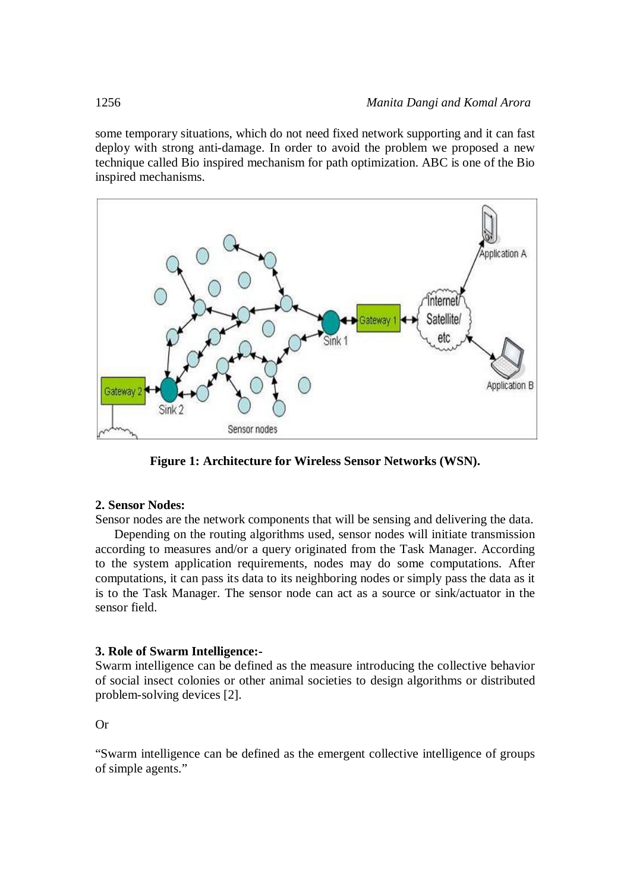some temporary situations, which do not need fixed network supporting and it can fast deploy with strong anti-damage. In order to avoid the problem we proposed a new technique called Bio inspired mechanism for path optimization. ABC is one of the Bio inspired mechanisms.

**Figure 1: Architecture for Wireless Sensor Networks (WSN).**

### 2. Sensor Nodes:

Sensor nodes are the network components that will be sensing and delivering the data.

Depending on the routing algorithms used, sensor nodes will initiate transmission according to measures and/or a query originated from the Task Manager. According to the system application requirements, nodes may do some computations. After computations, it can pass its data to its neighboring nodes or simply pass the data as it is to the Task Manager. The sensor node can act as a source or sink/actuator in the sensor field.

### 3. Role of Swarm Intelligence:-

Swarm intelligence can be defined as the measure introducing the collective behavior of social insect colonies or other animal societies to design algorithms or distributed problem-solving devices [2].

Or

"Swarm intelligence can be defined as the emergent collective intelligence of groups of simple agents."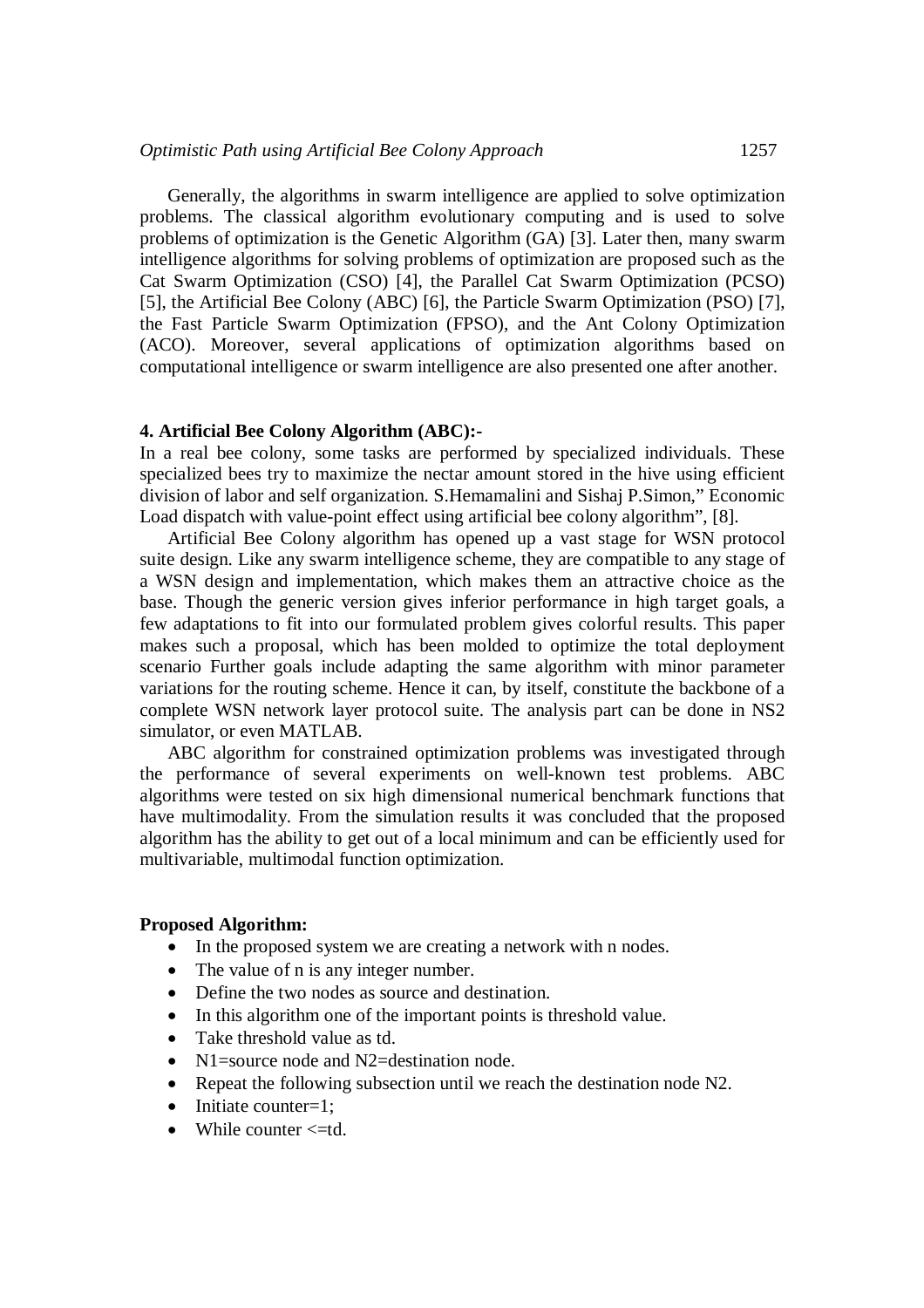Generally, the algorithms in swarm intelligence are applied to solve optimization problems. The classical algorithm evolutionary computing and is used to solve problems of optimization is the Genetic Algorithm (GA) [3]. Later then, many swarm intelligence algorithms for solving problems of optimization are proposed such as the Cat Swarm Optimization (CSO) [4], the Parallel Cat Swarm Optimization (PCSO) [5], the Artificial Bee Colony (ABC) [6], the Particle Swarm Optimization (PSO) [7], the Fast Particle Swarm Optimization (FPSO), and the Ant Colony Optimization (ACO). Moreover, several applications of optimization algorithms based on computational intelligence or swarm intelligence are also presented one after another.

### 4. Artificial Bee Colony Algorithm (ABC):-

In a real bee colony, some tasks are performed by specialized individuals. These specialized bees try to maximize the nectar amount stored in the hive using efficient division of labor and self organization. S.Hemamalini and Sishaj P.Simon," Economic Load dispatch with value-point effect using artificial bee colony algorithm", [8].

Artificial Bee Colony algorithm has opened up a vast stage for WSN protocol suite design. Like any swarm intelligence scheme, they are compatible to any stage of a WSN design and implementation, which makes them an attractive choice as the base. Though the generic version gives inferior performance in high target goals, a few adaptations to fit into our formulated problem gives colorful results. This paper makes such a proposal, which has been molded to optimize the total deployment scenario Further goals include adapting the same algorithm with minor parameter variations for the routing scheme. Hence it can, by itself, constitute the backbone of a complete WSN network layer protocol suite. The analysis part can be done in NS2 simulator, or even MATLAB.

ABC algorithm for constrained optimization problems was investigated through the performance of several experiments on well-known test problems. ABC algorithms were tested on six high dimensional numerical benchmark functions that have multimodality. From the simulation results it was concluded that the proposed algorithm has the ability to get out of a local minimum and can be efficiently used for multivariable, multimodal function optimization.

**Proposed Algorithm:**

- In the proposed system we are creating a network with n nodes.
- The value of n is any integer number.
- Define the two nodes as source and destination.
- In this algorithm one of the important points is threshold value.
- Take threshold value as td.
- N1=source node and N2=destination node.
- Repeat the following subsection until we reach the destination node N2.
- Initiate counter=1;
- While counter <=td.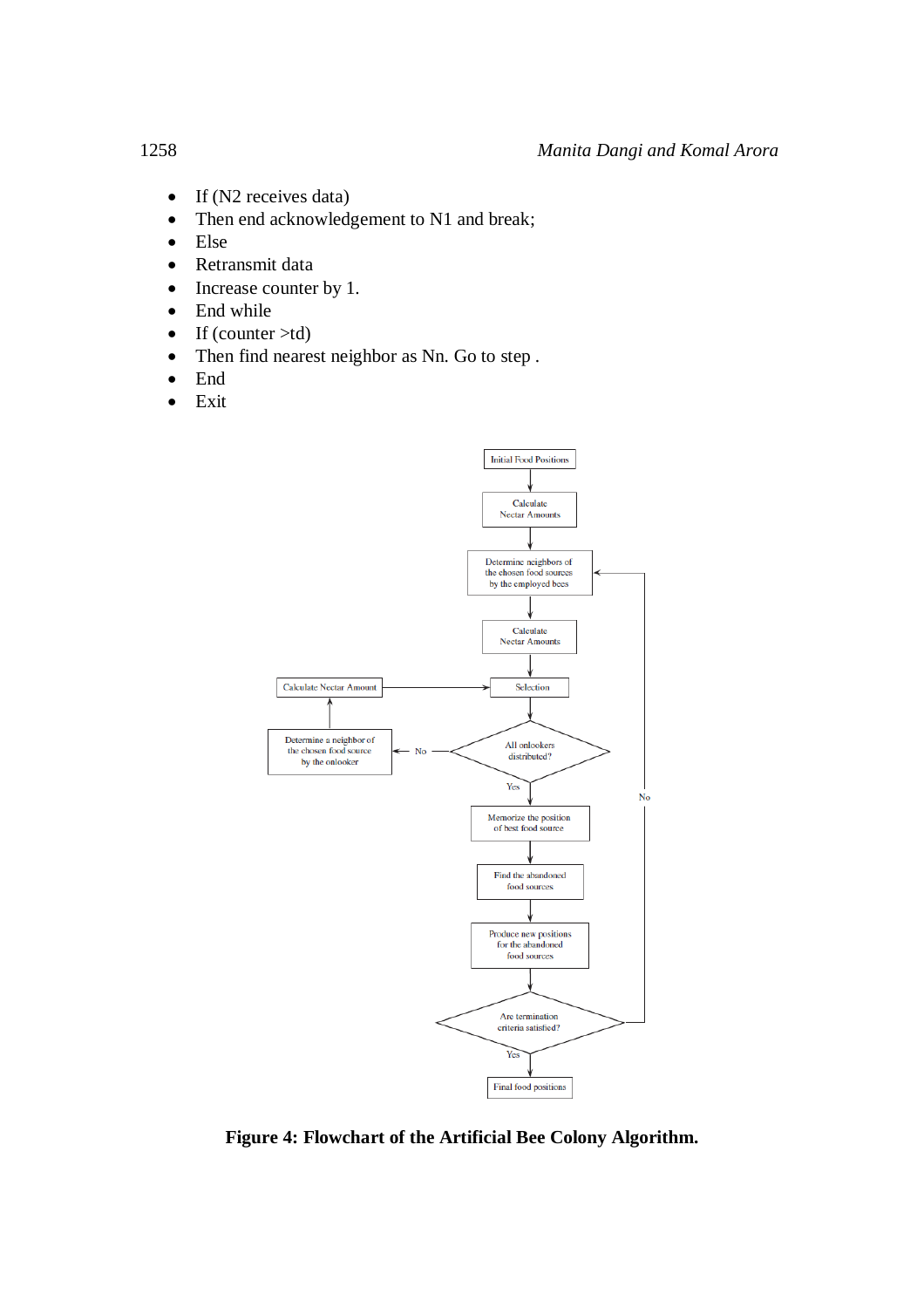- If (N2 receives data)
- Then end acknowledgement to N1 and break;
- Else
- Retransmit data
- Increase counter by 1.
- End while
- If (counter >td)
- Then find nearest neighbor as Nn. Go to step .
- End
- Exit

**Figure 4: Flowchart of the Artificial Bee Colony Algorithm.**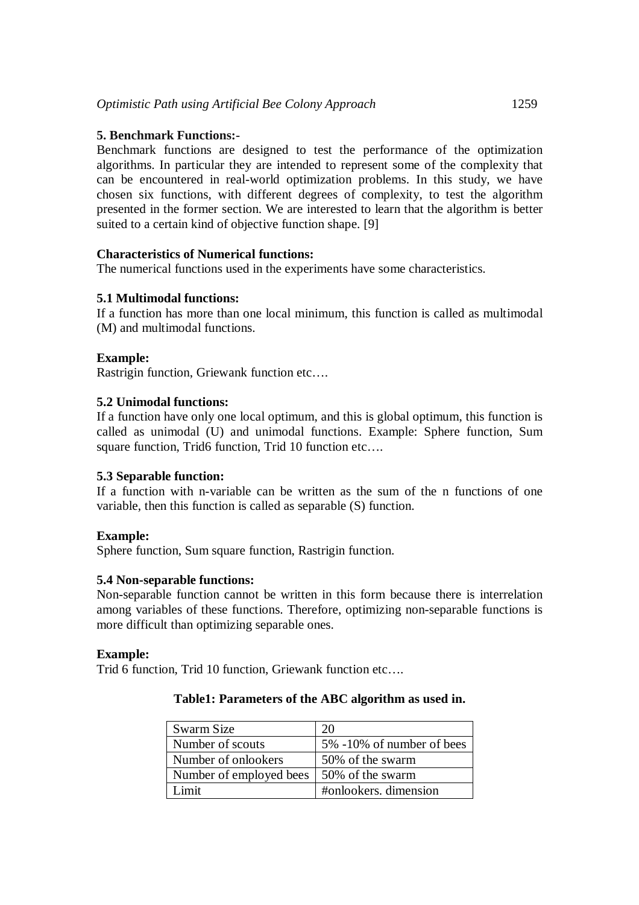## 5. Benchmark Functions:-

Benchmark functions are designed to test the performance of the optimization algorithms. In particular they are intended to represent some of the complexity that can be encountered in real-world optimization problems. In this study, we have chosen six functions, with different degrees of complexity, to test the algorithm presented in the former section. We are interested to learn that the algorithm is better suited to a certain kind of objective function shape. [9]

**Characteristics of Numerical functions:**

The numerical functions used in the experiments have some characteristics.

### 5.1 Multimodal functions:

If a function has more than one local minimum, this function is called as multimodal (M) and multimodal functions.

**Example:**

Rastrigin function, Griewank function etc….

### 5.2 Unimodal functions:

If a function have only one local optimum, and this is global optimum, this function is called as unimodal (U) and unimodal functions. Example: Sphere function, Sum square function, Trid6 function, Trid 10 function etc….

### 5.3 Separable function:

If a function with n-variable can be written as the sum of the n functions of one variable, then this function is called as separable (S) function.

**Example:**

Sphere function, Sum square function, Rastrigin function.

### 5.4 Non-separable functions:

Non-separable function cannot be written in this form because there is interrelation among variables of these functions. Therefore, optimizing non-separable functions is more difficult than optimizing separable ones.

**Example:**

Trid 6 function, Trid 10 function, Griewank function etc….

**Table1: Parameters of the ABC algorithm as used in.**

| Swarm Size | 20 |
|---|---|
| Number of scouts | 5% -10% of number of bees |
| Number of onlookers | 50% of the swarm |
| Number of employed bees | 50% of the swarm |
| Limit | #onlookers. dimension |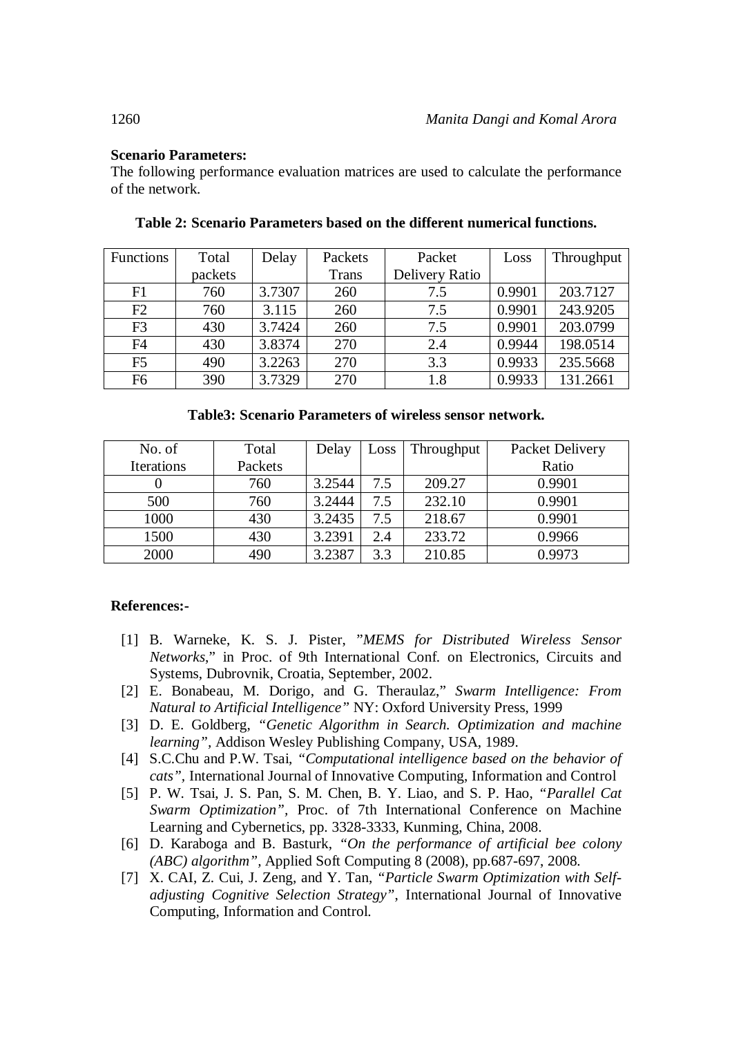**Scenario Parameters:**

The following performance evaluation matrices are used to calculate the performance of the network.

**Table 2: Scenario Parameters based on the different numerical functions.**

| Functions | Total packets | Delay | Packets Trans | Packet Delivery Ratio | Loss | Throughput |
|---|---|---|---|---|---|---|
| F1 | 760 | 3.7307 | 260 | 7.5 | 0.9901 | 203.7127 |
| F2 | 760 | 3.115 | 260 | 7.5 | 0.9901 | 243.9205 |
| F3 | 430 | 3.7424 | 260 | 7.5 | 0.9901 | 203.0799 |
| F4 | 430 | 3.8374 | 270 | 2.4 | 0.9944 | 198.0514 |
| F5 | 490 | 3.2263 | 270 | 3.3 | 0.9933 | 235.5668 |
| F6 | 390 | 3.7329 | 270 | 1.8 | 0.9933 | 131.2661 |

**Table3: Scenario Parameters of wireless sensor network.**

| No. of Iterations | Total Packets | Delay | Loss | Throughput | Packet Delivery Ratio |
|---|---|---|---|---|---|
| 0 | 760 | 3.2544 | 7.5 | 209.27 | 0.9901 |
| 500 | 760 | 3.2444 | 7.5 | 232.10 | 0.9901 |
| 1000 | 430 | 3.2435 | 7.5 | 218.67 | 0.9901 |
| 1500 | 430 | 3.2391 | 2.4 | 233.72 | 0.9966 |
| 2000 | 490 | 3.2387 | 3.3 | 210.85 | 0.9973 |

**References:-**

[1] B. Warneke, K. S. J. Pister, "*MEMS for Distributed Wireless Sensor Networks*," in Proc. of 9th International Conf. on Electronics, Circuits and Systems, Dubrovnik, Croatia, September, 2002.

[2] E. Bonabeau, M. Dorigo, and G. Theraulaz," *Swarm Intelligence: From Natural to Artificial Intelligence"* NY: Oxford University Press, 1999

[3] D. E. Goldberg, *"Genetic Algorithm in Search. Optimization and machine learning"*, Addison Wesley Publishing Company, USA, 1989.

[4] S.C.Chu and P.W. Tsai, *"Computational intelligence based on the behavior of cats"*, International Journal of Innovative Computing, Information and Control

[5] P. W. Tsai, J. S. Pan, S. M. Chen, B. Y. Liao, and S. P. Hao, *"Parallel Cat Swarm Optimization"*, Proc. of 7th International Conference on Machine Learning and Cybernetics, pp. 3328-3333, Kunming, China, 2008.

[6] D. Karaboga and B. Basturk, *"On the performance of artificial bee colony (ABC) algorithm"*, Applied Soft Computing 8 (2008), pp.687-697, 2008.

[7] X. CAI, Z. Cui, J. Zeng, and Y. Tan, *"Particle Swarm Optimization with Self-adjusting Cognitive Selection Strategy"*, International Journal of Innovative Computing, Information and Control.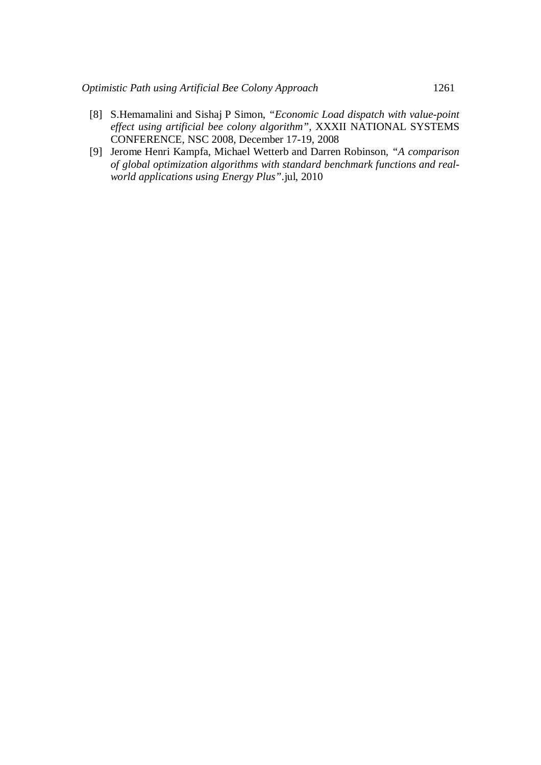[8] S.Hemamalini and Sishaj P Simon, *"Economic Load dispatch with value-point effect using artificial bee colony algorithm"*, XXXII NATIONAL SYSTEMS CONFERENCE, NSC 2008, December 17-19, 2008

[9] Jerome Henri Kampfa, Michael Wetterb and Darren Robinson, *"A comparison of global optimization algorithms with standard benchmark functions and real-world applications using Energy Plus"*.jul, 2010